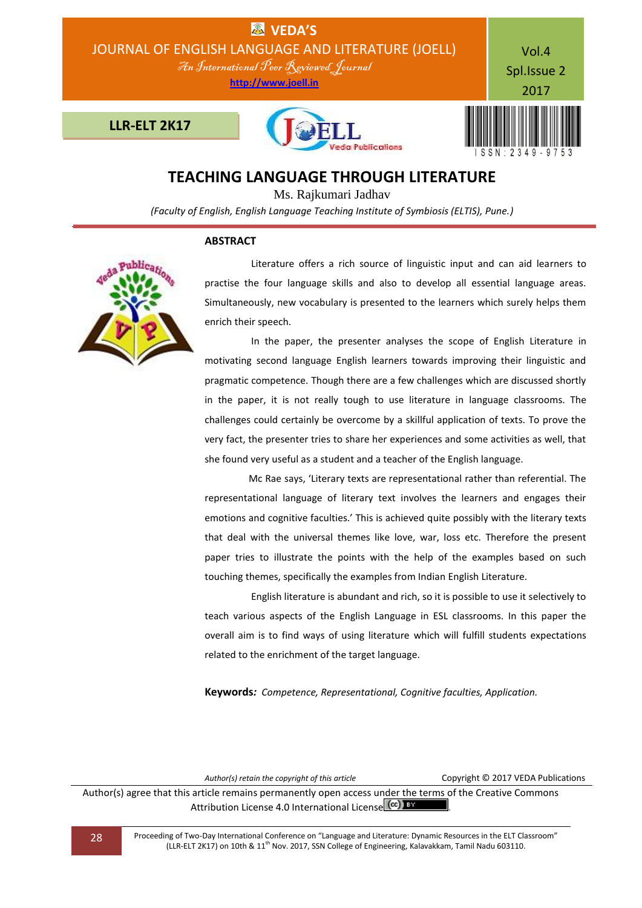# TEACHING LANGUAGE THROUGH LITERATURE

Ms. Rajkumari Jadhav

*(Faculty of English, English Language Teaching Institute of Symbiosis (ELTIS), Pune.)*

## ABSTRACT

Literature offers a rich source of linguistic input and can aid learners to practise the four language skills and also to develop all essential language areas. Simultaneously, new vocabulary is presented to the learners which surely helps them enrich their speech.

In the paper, the presenter analyses the scope of English Literature in motivating second language English learners towards improving their linguistic and pragmatic competence. Though there are a few challenges which are discussed shortly in the paper, it is not really tough to use literature in language classrooms. The challenges could certainly be overcome by a skillful application of texts. To prove the very fact, the presenter tries to share her experiences and some activities as well, that she found very useful as a student and a teacher of the English language.

Mc Rae says, 'Literary texts are representational rather than referential. The representational language of literary text involves the learners and engages their emotions and cognitive faculties.' This is achieved quite possibly with the literary texts that deal with the universal themes like love, war, loss etc. Therefore the present paper tries to illustrate the points with the help of the examples based on such touching themes, specifically the examples from Indian English Literature.

English literature is abundant and rich, so it is possible to use it selectively to teach various aspects of the English Language in ESL classrooms. In this paper the overall aim is to find ways of using literature which will fulfill students expectations related to the enrichment of the target language.

**Keywords***: Competence, Representational, Cognitive faculties, Application.*

*Author(s) retain the copyright of this article* Copyright © 2017 VEDA Publications

Author(s) agree that this article remains permanently open access under the terms of the Creative Commons Attribution License 4.0 International License.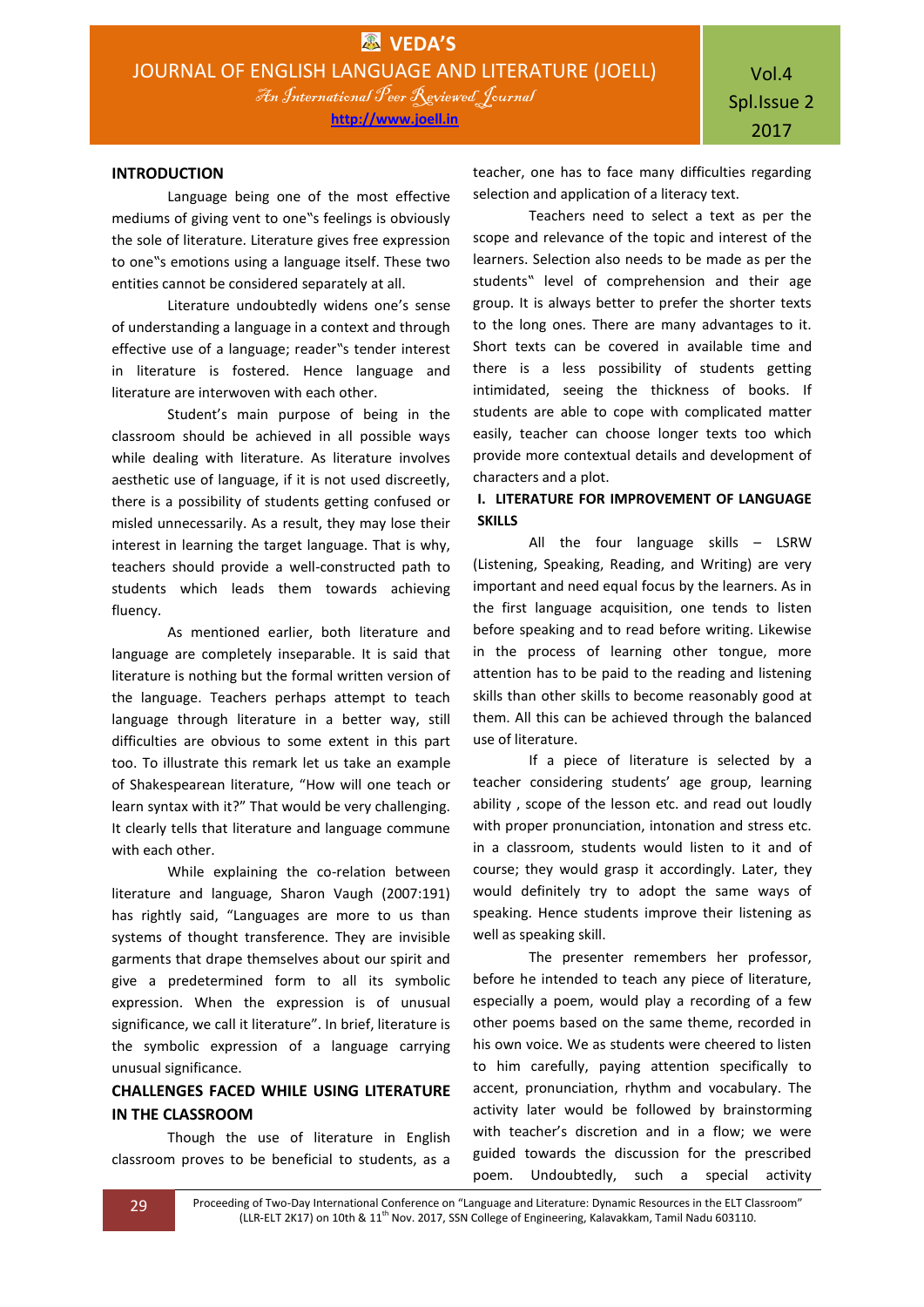## INTRODUCTION

Language being one of the most effective mediums of giving vent to one‟s feelings is obviously the sole of literature. Literature gives free expression to one‟s emotions using a language itself. These two entities cannot be considered separately at all.

Literature undoubtedly widens one's sense of understanding a language in a context and through effective use of a language; reader‟s tender interest in literature is fostered. Hence language and literature are interwoven with each other.

Student's main purpose of being in the classroom should be achieved in all possible ways while dealing with literature. As literature involves aesthetic use of language, if it is not used discreetly, there is a possibility of students getting confused or misled unnecessarily. As a result, they may lose their interest in learning the target language. That is why, teachers should provide a well-constructed path to students which leads them towards achieving fluency.

As mentioned earlier, both literature and language are completely inseparable. It is said that literature is nothing but the formal written version of the language. Teachers perhaps attempt to teach language through literature in a better way, still difficulties are obvious to some extent in this part too. To illustrate this remark let us take an example of Shakespearean literature, "How will one teach or learn syntax with it?" That would be very challenging. It clearly tells that literature and language commune with each other.

While explaining the co-relation between literature and language, Sharon Vaugh (2007:191) has rightly said, "Languages are more to us than systems of thought transference. They are invisible garments that drape themselves about our spirit and give a predetermined form to all its symbolic expression. When the expression is of unusual significance, we call it literature". In brief, literature is the symbolic expression of a language carrying unusual significance.

## CHALLENGES FACED WHILE USING LITERATURE IN THE CLASSROOM

Though the use of literature in English classroom proves to be beneficial to students, as a teacher, one has to face many difficulties regarding selection and application of a literacy text.

Teachers need to select a text as per the scope and relevance of the topic and interest of the learners. Selection also needs to be made as per the students‟ level of comprehension and their age group. It is always better to prefer the shorter texts to the long ones. There are many advantages to it. Short texts can be covered in available time and there is a less possibility of students getting intimidated, seeing the thickness of books. If students are able to cope with complicated matter easily, teacher can choose longer texts too which provide more contextual details and development of characters and a plot.

### I. LITERATURE FOR IMPROVEMENT OF LANGUAGE SKILLS

All the four language skills – LSRW (Listening, Speaking, Reading, and Writing) are very important and need equal focus by the learners. As in the first language acquisition, one tends to listen before speaking and to read before writing. Likewise in the process of learning other tongue, more attention has to be paid to the reading and listening skills than other skills to become reasonably good at them. All this can be achieved through the balanced use of literature.

If a piece of literature is selected by a teacher considering students' age group, learning ability , scope of the lesson etc. and read out loudly with proper pronunciation, intonation and stress etc. in a classroom, students would listen to it and of course; they would grasp it accordingly. Later, they would definitely try to adopt the same ways of speaking. Hence students improve their listening as well as speaking skill.

The presenter remembers her professor, before he intended to teach any piece of literature, especially a poem, would play a recording of a few other poems based on the same theme, recorded in his own voice. We as students were cheered to listen to him carefully, paying attention specifically to accent, pronunciation, rhythm and vocabulary. The activity later would be followed by brainstorming with teacher's discretion and in a flow; we were guided towards the discussion for the prescribed poem. Undoubtedly, such a special activity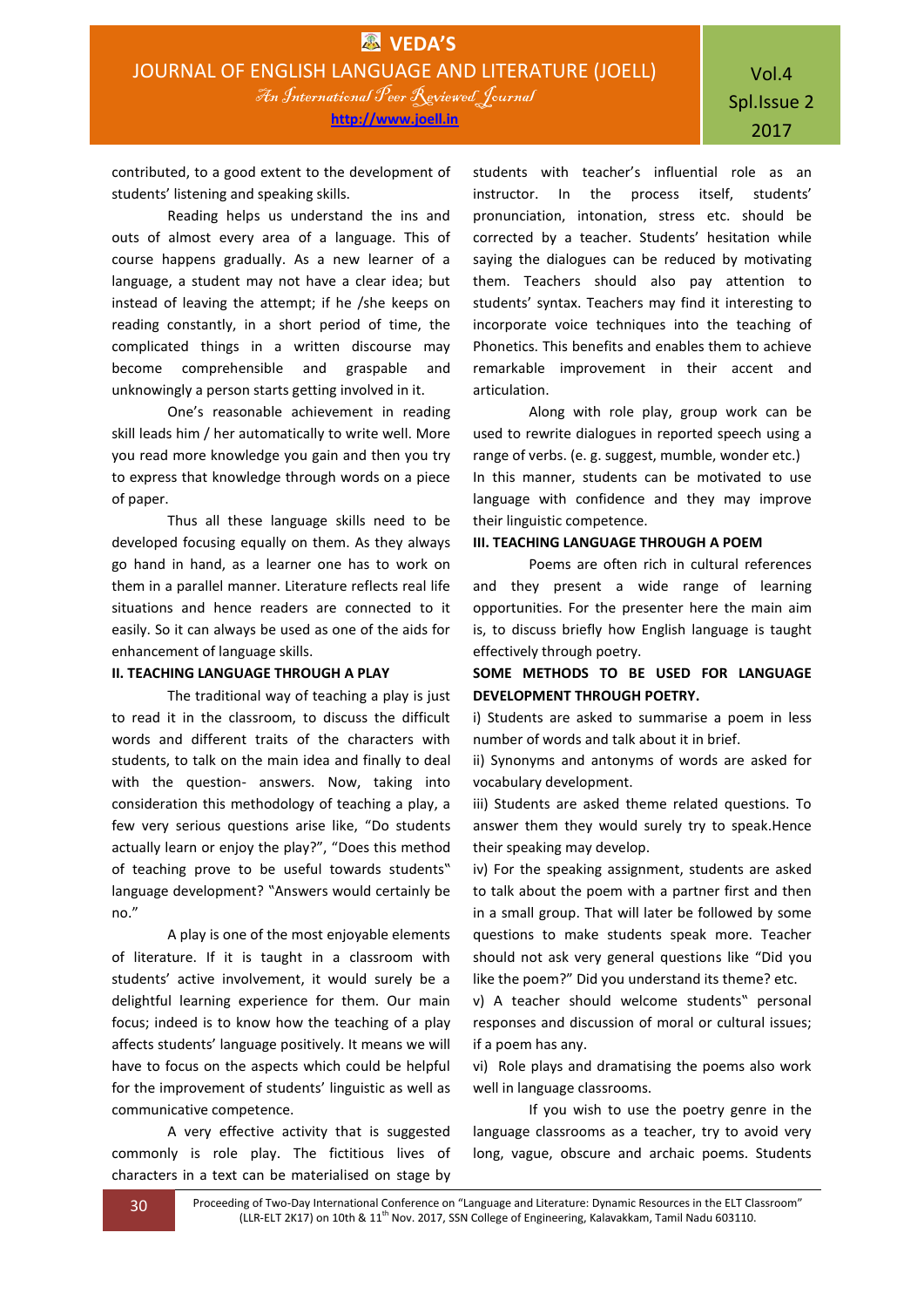contributed, to a good extent to the development of students' listening and speaking skills.

Reading helps us understand the ins and outs of almost every area of a language. This of course happens gradually. As a new learner of a language, a student may not have a clear idea; but instead of leaving the attempt; if he /she keeps on reading constantly, in a short period of time, the complicated things in a written discourse may become comprehensible and graspable and unknowingly a person starts getting involved in it.

One's reasonable achievement in reading skill leads him / her automatically to write well. More you read more knowledge you gain and then you try to express that knowledge through words on a piece of paper.

Thus all these language skills need to be developed focusing equally on them. As they always go hand in hand, as a learner one has to work on them in a parallel manner. Literature reflects real life situations and hence readers are connected to it easily. So it can always be used as one of the aids for enhancement of language skills.

**II. TEACHING LANGUAGE THROUGH A PLAY**

The traditional way of teaching a play is just to read it in the classroom, to discuss the difficult words and different traits of the characters with students, to talk on the main idea and finally to deal with the question- answers. Now, taking into consideration this methodology of teaching a play, a few very serious questions arise like, "Do students actually learn or enjoy the play?", "Does this method of teaching prove to be useful towards students‟ language development? "Answers would certainly be no."

A play is one of the most enjoyable elements of literature. If it is taught in a classroom with students' active involvement, it would surely be a delightful learning experience for them. Our main focus; indeed is to know how the teaching of a play affects students' language positively. It means we will have to focus on the aspects which could be helpful for the improvement of students' linguistic as well as communicative competence.

A very effective activity that is suggested commonly is role play. The fictitious lives of characters in a text can be materialised on stage by students with teacher's influential role as an instructor. In the process itself, students' pronunciation, intonation, stress etc. should be corrected by a teacher. Students' hesitation while saying the dialogues can be reduced by motivating them. Teachers should also pay attention to students' syntax. Teachers may find it interesting to incorporate voice techniques into the teaching of Phonetics. This benefits and enables them to achieve remarkable improvement in their accent and articulation.

Along with role play, group work can be used to rewrite dialogues in reported speech using a range of verbs. (e. g. suggest, mumble, wonder etc.) In this manner, students can be motivated to use language with confidence and they may improve their linguistic competence.

**III. TEACHING LANGUAGE THROUGH A POEM**

Poems are often rich in cultural references and they present a wide range of learning opportunities. For the presenter here the main aim is, to discuss briefly how English language is taught effectively through poetry.

**SOME METHODS TO BE USED FOR LANGUAGE DEVELOPMENT THROUGH POETRY.**

i) Students are asked to summarise a poem in less number of words and talk about it in brief.

ii) Synonyms and antonyms of words are asked for vocabulary development.

iii) Students are asked theme related questions. To answer them they would surely try to speak.Hence their speaking may develop.

iv) For the speaking assignment, students are asked to talk about the poem with a partner first and then in a small group. That will later be followed by some questions to make students speak more. Teacher should not ask very general questions like "Did you like the poem?" Did you understand its theme? etc.

v) A teacher should welcome students‟ personal responses and discussion of moral or cultural issues; if a poem has any.

vi) Role plays and dramatising the poems also work well in language classrooms.

If you wish to use the poetry genre in the language classrooms as a teacher, try to avoid very long, vague, obscure and archaic poems. Students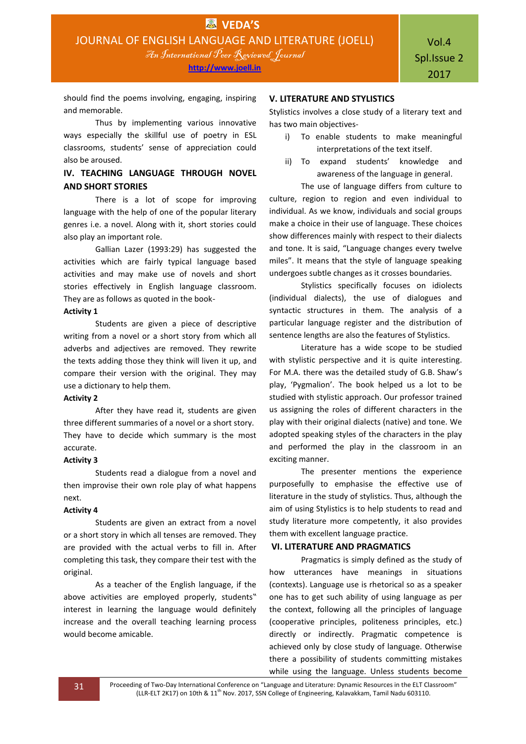should find the poems involving, engaging, inspiring and memorable.

Thus by implementing various innovative ways especially the skillful use of poetry in ESL classrooms, students' sense of appreciation could also be aroused.

## IV. TEACHING LANGUAGE THROUGH NOVEL AND SHORT STORIES

There is a lot of scope for improving language with the help of one of the popular literary genres i.e. a novel. Along with it, short stories could also play an important role.

Gallian Lazer (1993:29) has suggested the activities which are fairly typical language based activities and may make use of novels and short stories effectively in English language classroom. They are as follows as quoted in the book-

**Activity 1**

Students are given a piece of descriptive writing from a novel or a short story from which all adverbs and adjectives are removed. They rewrite the texts adding those they think will liven it up, and compare their version with the original. They may use a dictionary to help them.

**Activity 2**

After they have read it, students are given three different summaries of a novel or a short story. They have to decide which summary is the most accurate.

**Activity 3**

Students read a dialogue from a novel and then improvise their own role play of what happens next.

**Activity 4**

Students are given an extract from a novel or a short story in which all tenses are removed. They are provided with the actual verbs to fill in. After completing this task, they compare their test with the original.

As a teacher of the English language, if the above activities are employed properly, students" interest in learning the language would definitely increase and the overall teaching learning process would become amicable.

## V. LITERATURE AND STYLISTICS

Stylistics involves a close study of a literary text and has two main objectives-

i) To enable students to make meaningful interpretations of the text itself.

ii) To expand students' knowledge and awareness of the language in general.

The use of language differs from culture to culture, region to region and even individual to individual. As we know, individuals and social groups make a choice in their use of language. These choices show differences mainly with respect to their dialects and tone. It is said, "Language changes every twelve miles". It means that the style of language speaking undergoes subtle changes as it crosses boundaries.

Stylistics specifically focuses on idiolects (individual dialects), the use of dialogues and syntactic structures in them. The analysis of a particular language register and the distribution of sentence lengths are also the features of Stylistics.

Literature has a wide scope to be studied with stylistic perspective and it is quite interesting. For M.A. there was the detailed study of G.B. Shaw's play, 'Pygmalion'. The book helped us a lot to be studied with stylistic approach. Our professor trained us assigning the roles of different characters in the play with their original dialects (native) and tone. We adopted speaking styles of the characters in the play and performed the play in the classroom in an exciting manner.

The presenter mentions the experience purposefully to emphasise the effective use of literature in the study of stylistics. Thus, although the aim of using Stylistics is to help students to read and study literature more competently, it also provides them with excellent language practice.

## VI. LITERATURE AND PRAGMATICS

Pragmatics is simply defined as the study of how utterances have meanings in situations (contexts). Language use is rhetorical so as a speaker one has to get such ability of using language as per the context, following all the principles of language (cooperative principles, politeness principles, etc.) directly or indirectly. Pragmatic competence is achieved only by close study of language. Otherwise there a possibility of students committing mistakes while using the language. Unless students become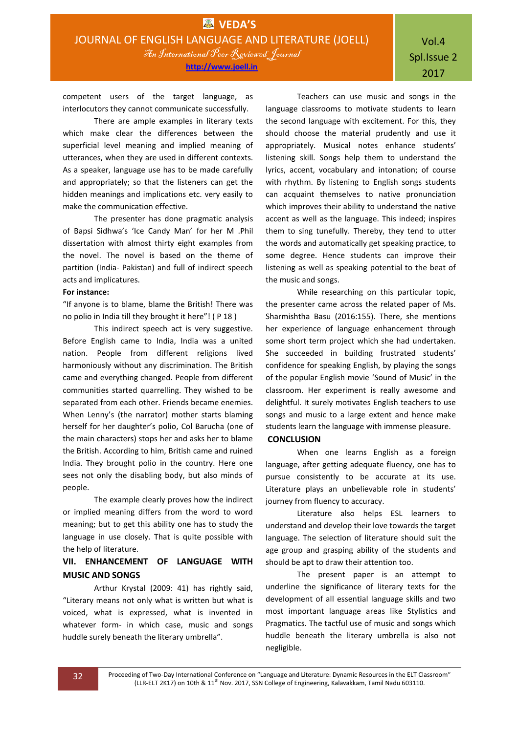competent users of the target language, as interlocutors they cannot communicate successfully.

There are ample examples in literary texts which make clear the differences between the superficial level meaning and implied meaning of utterances, when they are used in different contexts. As a speaker, language use has to be made carefully and appropriately; so that the listeners can get the hidden meanings and implications etc. very easily to make the communication effective.

The presenter has done pragmatic analysis of Bapsi Sidhwa's 'Ice Candy Man' for her M .Phil dissertation with almost thirty eight examples from the novel. The novel is based on the theme of partition (India- Pakistan) and full of indirect speech acts and implicatures.

**For instance:**

"If anyone is to blame, blame the British! There was no polio in India till they brought it here"! ( P 18 )

This indirect speech act is very suggestive. Before English came to India, India was a united nation. People from different religions lived harmoniously without any discrimination. The British came and everything changed. People from different communities started quarrelling. They wished to be separated from each other. Friends became enemies. When Lenny's (the narrator) mother starts blaming herself for her daughter's polio, Col Barucha (one of the main characters) stops her and asks her to blame the British. According to him, British came and ruined India. They brought polio in the country. Here one sees not only the disabling body, but also minds of people.

The example clearly proves how the indirect or implied meaning differs from the word to word meaning; but to get this ability one has to study the language in use closely. That is quite possible with the help of literature.

## VII. ENHANCEMENT OF LANGUAGE WITH MUSIC AND SONGS

Arthur Krystal (2009: 41) has rightly said, "Literary means not only what is written but what is voiced, what is expressed, what is invented in whatever form- in which case, music and songs huddle surely beneath the literary umbrella".

Teachers can use music and songs in the language classrooms to motivate students to learn the second language with excitement. For this, they should choose the material prudently and use it appropriately. Musical notes enhance students' listening skill. Songs help them to understand the lyrics, accent, vocabulary and intonation; of course with rhythm. By listening to English songs students can acquaint themselves to native pronunciation which improves their ability to understand the native accent as well as the language. This indeed; inspires them to sing tunefully. Thereby, they tend to utter the words and automatically get speaking practice, to some degree. Hence students can improve their listening as well as speaking potential to the beat of the music and songs.

While researching on this particular topic, the presenter came across the related paper of Ms. Sharmishtha Basu (2016:155). There, she mentions her experience of language enhancement through some short term project which she had undertaken. She succeeded in building frustrated students' confidence for speaking English, by playing the songs of the popular English movie 'Sound of Music' in the classroom. Her experiment is really awesome and delightful. It surely motivates English teachers to use songs and music to a large extent and hence make students learn the language with immense pleasure.

## CONCLUSION

When one learns English as a foreign language, after getting adequate fluency, one has to pursue consistently to be accurate at its use. Literature plays an unbelievable role in students' journey from fluency to accuracy.

Literature also helps ESL learners to understand and develop their love towards the target language. The selection of literature should suit the age group and grasping ability of the students and should be apt to draw their attention too.

The present paper is an attempt to underline the significance of literary texts for the development of all essential language skills and two most important language areas like Stylistics and Pragmatics. The tactful use of music and songs which huddle beneath the literary umbrella is also not negligible.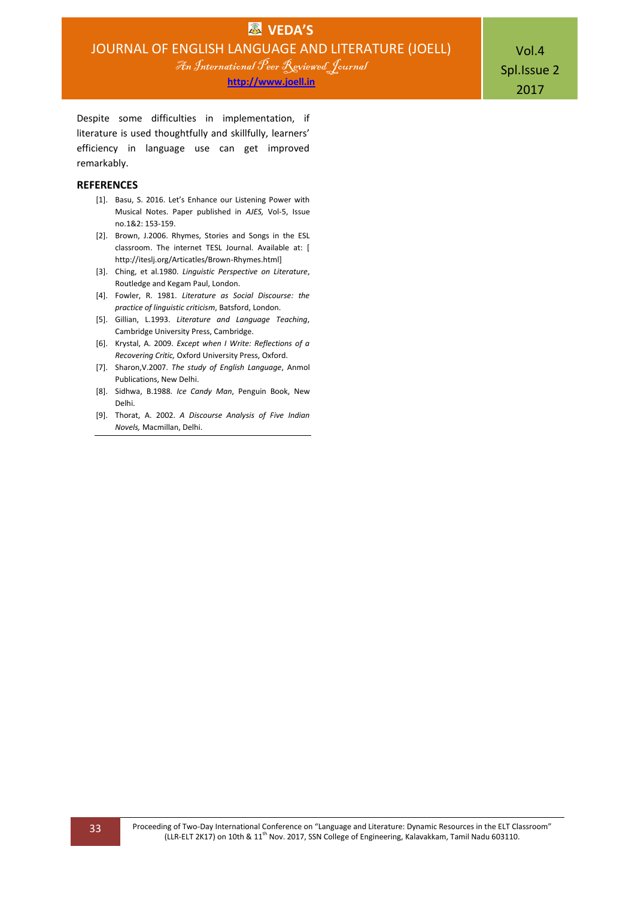Despite some difficulties in implementation, if literature is used thoughtfully and skillfully, learners' efficiency in language use can get improved remarkably.

## REFERENCES

[1]. Basu, S. 2016. Let's Enhance our Listening Power with Musical Notes. Paper published in *AJES,* Vol-5, Issue no.1&2: 153-159.

[2]. Brown, J.2006. Rhymes, Stories and Songs in the ESL classroom. The internet TESL Journal. Available at: [ http://iteslj.org/Articatles/Brown-Rhymes.html]

[3]. Ching, et al.1980. *Linguistic Perspective on Literature*, Routledge and Kegam Paul, London.

[4]. Fowler, R. 1981. *Literature as Social Discourse: the practice of linguistic criticism*, Batsford, London.

[5]. Gillian, L.1993. *Literature and Language Teaching*, Cambridge University Press, Cambridge.

[6]. Krystal, A. 2009. *Except when I Write: Reflections of a Recovering Critic,* Oxford University Press, Oxford.

[7]. Sharon,V.2007. *The study of English Language*, Anmol Publications, New Delhi.

[8]. Sidhwa, B.1988. *Ice Candy Man*, Penguin Book, New Delhi.

[9]. Thorat, A. 2002. *A Discourse Analysis of Five Indian Novels,* Macmillan, Delhi.